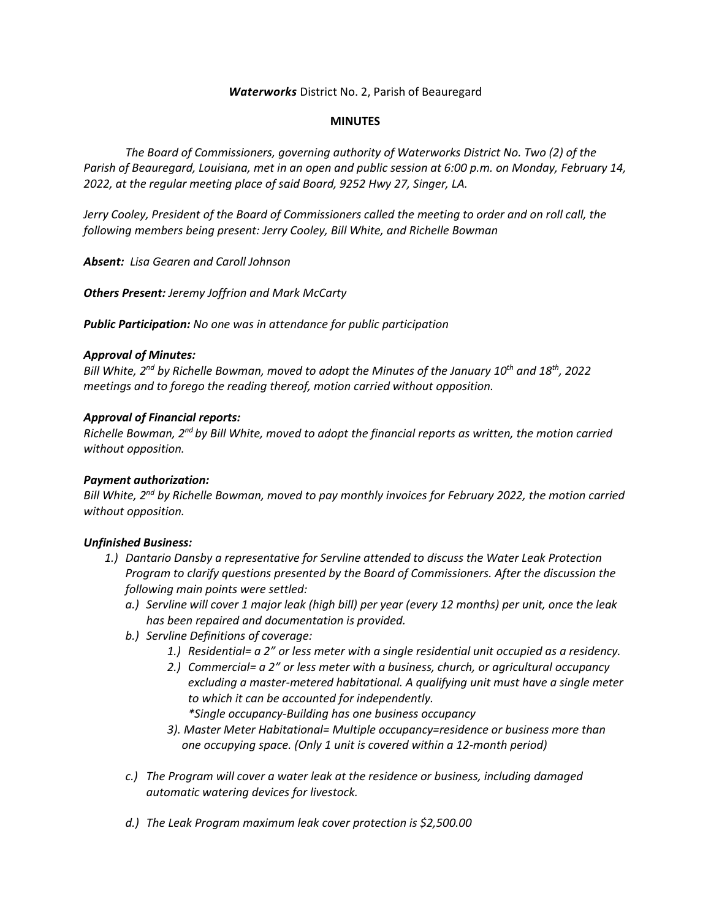***Waterworks*** District No. 2, Parish of Beauregard

**MINUTES**

*The Board of Commissioners, governing authority of Waterworks District No. Two (2) of the Parish of Beauregard, Louisiana, met in an open and public session at 6:00 p.m. on Monday, February 14, 2022, at the regular meeting place of said Board, 9252 Hwy 27, Singer, LA.*

*Jerry Cooley, President of the Board of Commissioners called the meeting to order and on roll call, the following members being present: Jerry Cooley, Bill White, and Richelle Bowman*

***Absent:*** *Lisa Gearen and Caroll Johnson*

***Others Present:*** *Jeremy Joffrion and Mark McCarty*

***Public Participation:*** *No one was in attendance for public participation*

***Approval of Minutes:***
*Bill White, 2nd by Richelle Bowman, moved to adopt the Minutes of the January 10th and 18th, 2022 meetings and to forego the reading thereof, motion carried without opposition.*

***Approval of Financial reports:***
*Richelle Bowman, 2nd by Bill White, moved to adopt the financial reports as written, the motion carried without opposition.*

***Payment authorization:***
*Bill White, 2nd by Richelle Bowman, moved to pay monthly invoices for February 2022, the motion carried without opposition.*

***Unfinished Business:***

1.) *Dantario Dansby a representative for Servline attended to discuss the Water Leak Protection Program to clarify questions presented by the Board of Commissioners. After the discussion the following main points were settled:*
   - a.) *Servline will cover 1 major leak (high bill) per year (every 12 months) per unit, once the leak has been repaired and documentation is provided.*
   - b.) *Servline Definitions of coverage:*
     - 1.) *Residential= a 2" or less meter with a single residential unit occupied as a residency.*
     - 2.) *Commercial= a 2" or less meter with a business, church, or agricultural occupancy excluding a master-metered habitational. A qualifying unit must have a single meter to which it can be accounted for independently.*
       *\*Single occupancy-Building has one business occupancy*
     - 3). *Master Meter Habitational= Multiple occupancy=residence or business more than one occupying space. (Only 1 unit is covered within a 12-month period)*
   - c.) *The Program will cover a water leak at the residence or business, including damaged automatic watering devices for livestock.*
   - d.) *The Leak Program maximum leak cover protection is $2,500.00*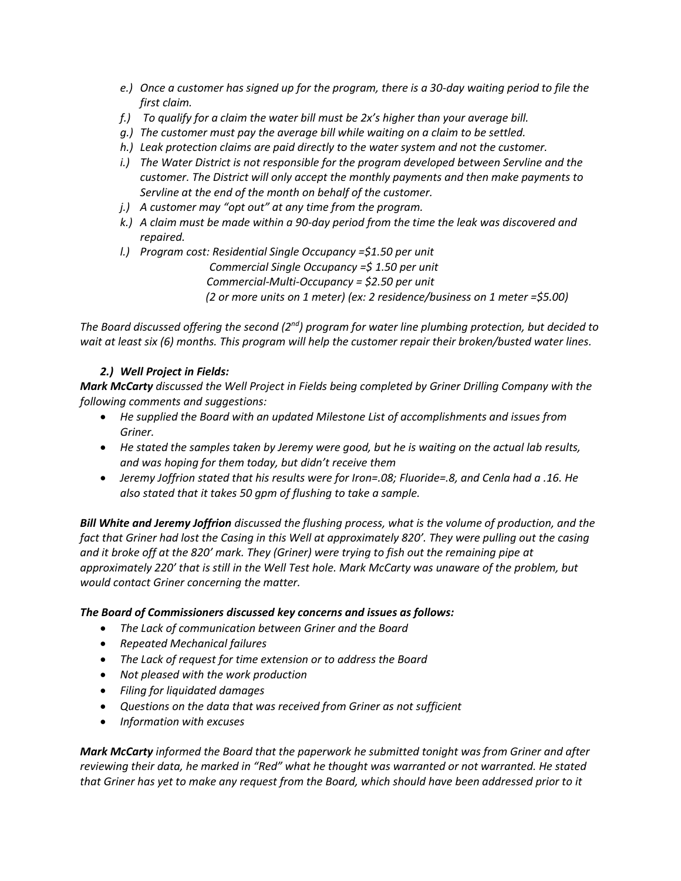*e.) Once a customer has signed up for the program, there is a 30-day waiting period to file the first claim.*

*f.) To qualify for a claim the water bill must be 2x's higher than your average bill.*

*g.) The customer must pay the average bill while waiting on a claim to be settled.*

*h.) Leak protection claims are paid directly to the water system and not the customer.*

*i.) The Water District is not responsible for the program developed between Servline and the customer. The District will only accept the monthly payments and then make payments to Servline at the end of the month on behalf of the customer.*

*j.) A customer may "opt out" at any time from the program.*

*k.) A claim must be made within a 90-day period from the time the leak was discovered and repaired.*

*l.) Program cost: Residential Single Occupancy =$1.50 per unit*
*Commercial Single Occupancy =$ 1.50 per unit*
*Commercial-Multi-Occupancy = $2.50 per unit*
*(2 or more units on 1 meter) (ex: 2 residence/business on 1 meter =$5.00)*

*The Board discussed offering the second (2nd) program for water line plumbing protection, but decided to wait at least six (6) months. This program will help the customer repair their broken/busted water lines.*

***2.) Well Project in Fields:***

***Mark McCarty** discussed the Well Project in Fields being completed by Griner Drilling Company with the following comments and suggestions:*

- *He supplied the Board with an updated Milestone List of accomplishments and issues from Griner.*
- *He stated the samples taken by Jeremy were good, but he is waiting on the actual lab results, and was hoping for them today, but didn't receive them*
- *Jeremy Joffrion stated that his results were for Iron=.08; Fluoride=.8, and Cenla had a .16. He also stated that it takes 50 gpm of flushing to take a sample.*

***Bill White and Jeremy Joffrion** discussed the flushing process, what is the volume of production, and the fact that Griner had lost the Casing in this Well at approximately 820'. They were pulling out the casing and it broke off at the 820' mark. They (Griner) were trying to fish out the remaining pipe at approximately 220' that is still in the Well Test hole. Mark McCarty was unaware of the problem, but would contact Griner concerning the matter.*

***The Board of Commissioners discussed key concerns and issues as follows:***

- *The Lack of communication between Griner and the Board*
- *Repeated Mechanical failures*
- *The Lack of request for time extension or to address the Board*
- *Not pleased with the work production*
- *Filing for liquidated damages*
- *Questions on the data that was received from Griner as not sufficient*
- *Information with excuses*

***Mark McCarty** informed the Board that the paperwork he submitted tonight was from Griner and after reviewing their data, he marked in "Red" what he thought was warranted or not warranted. He stated that Griner has yet to make any request from the Board, which should have been addressed prior to it*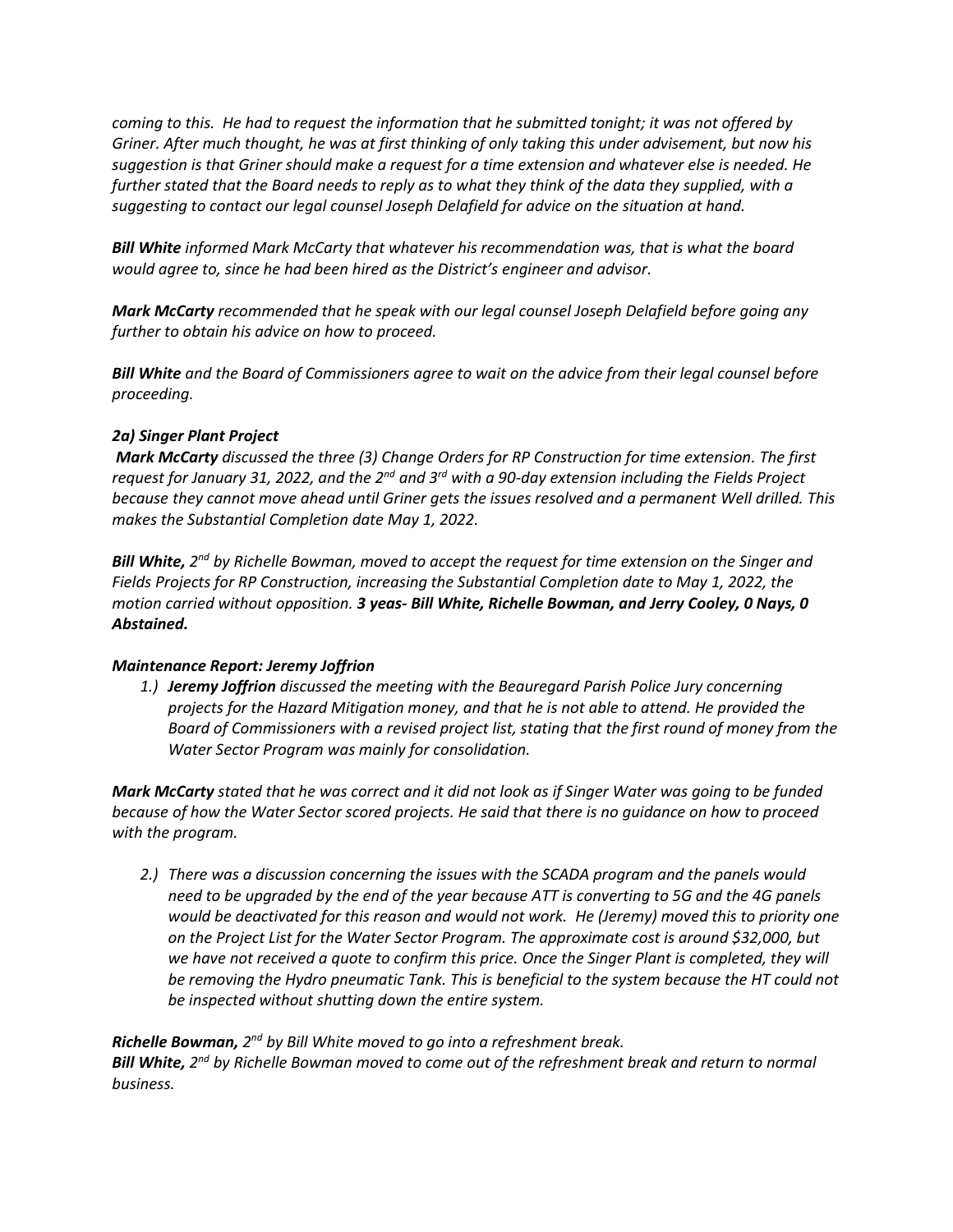*coming to this. He had to request the information that he submitted tonight; it was not offered by Griner. After much thought, he was at first thinking of only taking this under advisement, but now his suggestion is that Griner should make a request for a time extension and whatever else is needed. He further stated that the Board needs to reply as to what they think of the data they supplied, with a suggesting to contact our legal counsel Joseph Delafield for advice on the situation at hand.*

***Bill White** informed Mark McCarty that whatever his recommendation was, that is what the board would agree to, since he had been hired as the District's engineer and advisor.*

***Mark McCarty** recommended that he speak with our legal counsel Joseph Delafield before going any further to obtain his advice on how to proceed.*

***Bill White** and the Board of Commissioners agree to wait on the advice from their legal counsel before proceeding.*

***2a) Singer Plant Project***

***Mark McCarty** discussed the three (3) Change Orders for RP Construction for time extension. The first request for January 31, 2022, and the 2nd and 3rd with a 90-day extension including the Fields Project because they cannot move ahead until Griner gets the issues resolved and a permanent Well drilled. This makes the Substantial Completion date May 1, 2022.*

***Bill White,** 2nd by Richelle Bowman, moved to accept the request for time extension on the Singer and Fields Projects for RP Construction, increasing the Substantial Completion date to May 1, 2022, the motion carried without opposition. **3 yeas- Bill White, Richelle Bowman, and Jerry Cooley, 0 Nays, 0 Abstained.***

***Maintenance Report: Jeremy Joffrion***

1.) ***Jeremy Joffrion** discussed the meeting with the Beauregard Parish Police Jury concerning projects for the Hazard Mitigation money, and that he is not able to attend. He provided the Board of Commissioners with a revised project list, stating that the first round of money from the Water Sector Program was mainly for consolidation.*

***Mark McCarty** stated that he was correct and it did not look as if Singer Water was going to be funded because of how the Water Sector scored projects. He said that there is no guidance on how to proceed with the program.*

2.) *There was a discussion concerning the issues with the SCADA program and the panels would need to be upgraded by the end of the year because ATT is converting to 5G and the 4G panels would be deactivated for this reason and would not work. He (Jeremy) moved this to priority one on the Project List for the Water Sector Program. The approximate cost is around $32,000, but we have not received a quote to confirm this price. Once the Singer Plant is completed, they will be removing the Hydro pneumatic Tank. This is beneficial to the system because the HT could not be inspected without shutting down the entire system.*

***Richelle Bowman,** 2nd by Bill White moved to go into a refreshment break.*
***Bill White,** 2nd by Richelle Bowman moved to come out of the refreshment break and return to normal business.*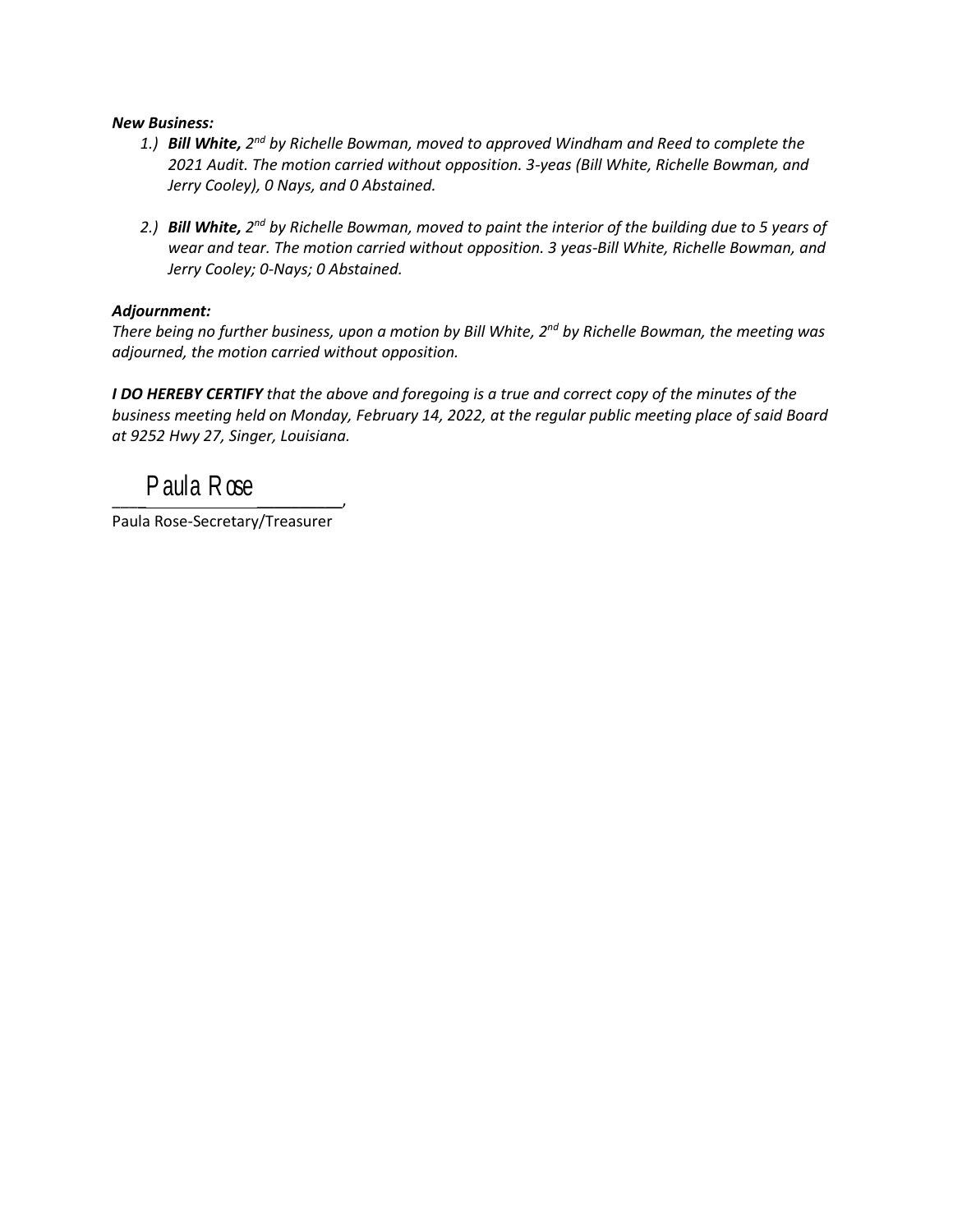***New Business:***

1.) ***Bill White,*** *2nd by Richelle Bowman, moved to approved Windham and Reed to complete the 2021 Audit. The motion carried without opposition. 3-yeas (Bill White, Richelle Bowman, and Jerry Cooley), 0 Nays, and 0 Abstained.*

2.) ***Bill White,*** *2nd by Richelle Bowman, moved to paint the interior of the building due to 5 years of wear and tear. The motion carried without opposition. 3 yeas-Bill White, Richelle Bowman, and Jerry Cooley; 0-Nays; 0 Abstained.*

***Adjournment:***

*There being no further business, upon a motion by Bill White, 2nd by Richelle Bowman, the meeting was adjourned, the motion carried without opposition.*

***I DO HEREBY CERTIFY*** *that the above and foregoing is a true and correct copy of the minutes of the business meeting held on Monday, February 14, 2022, at the regular public meeting place of said Board at 9252 Hwy 27, Singer, Louisiana.*

Paula Rose

Paula Rose-Secretary/Treasurer